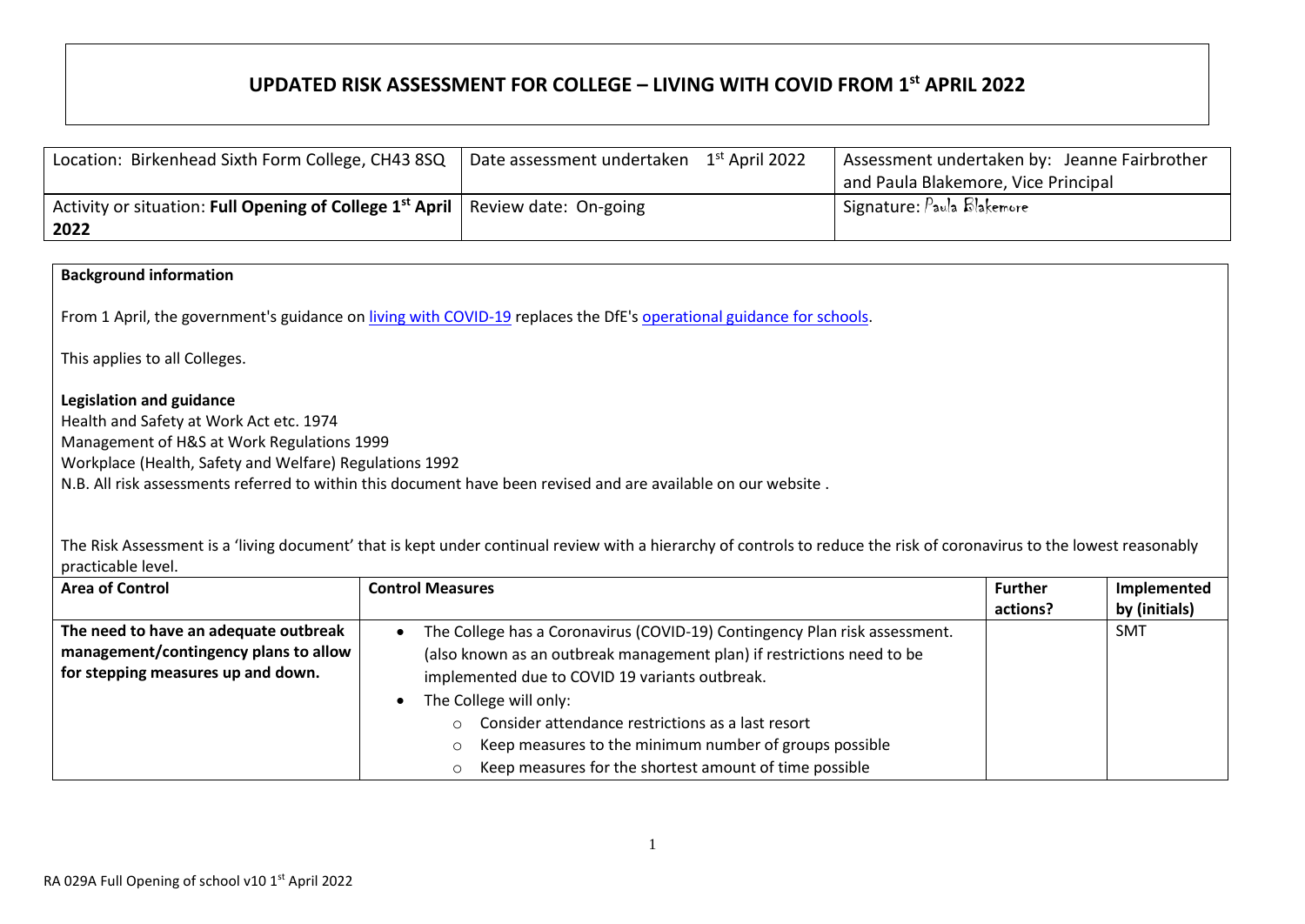# UPDATED RISK ASSESSMENT FOR COLLEGE – LIVING WITH COVID FROM 1st APRIL 2022

| Location: Birkenhead Sixth Form College, CH43 8SQ | Date assessment undertaken 1st April 2022 | Assessment undertaken by: Jeanne Fairbrother and Paula Blakemore, Vice Principal |
|---|---|---|
| Activity or situation: **Full Opening of College 1st April 2022** | Review date: On-going | Signature: Paula Blakemore |

**Background information**

From 1 April, the government's guidance on [living with COVID-19] replaces the DfE's [operational guidance for schools].

This applies to all Colleges.

**Legislation and guidance**

Health and Safety at Work Act etc. 1974
Management of H&S at Work Regulations 1999
Workplace (Health, Safety and Welfare) Regulations 1992
N.B. All risk assessments referred to within this document have been revised and are available on our website .

The Risk Assessment is a 'living document' that is kept under continual review with a hierarchy of controls to reduce the risk of coronavirus to the lowest reasonably practicable level.

| Area of Control | Control Measures | Further actions? | Implemented by (initials) |
|---|---|---|---|
| **The need to have an adequate outbreak management/contingency plans to allow for stepping measures up and down.** | • The College has a Coronavirus (COVID-19) Contingency Plan risk assessment. (also known as an outbreak management plan) if restrictions need to be implemented due to COVID 19 variants outbreak.<br>• The College will only:<br>  ○ Consider attendance restrictions as a last resort<br>  ○ Keep measures to the minimum number of groups possible<br>  ○ Keep measures for the shortest amount of time possible | | SMT |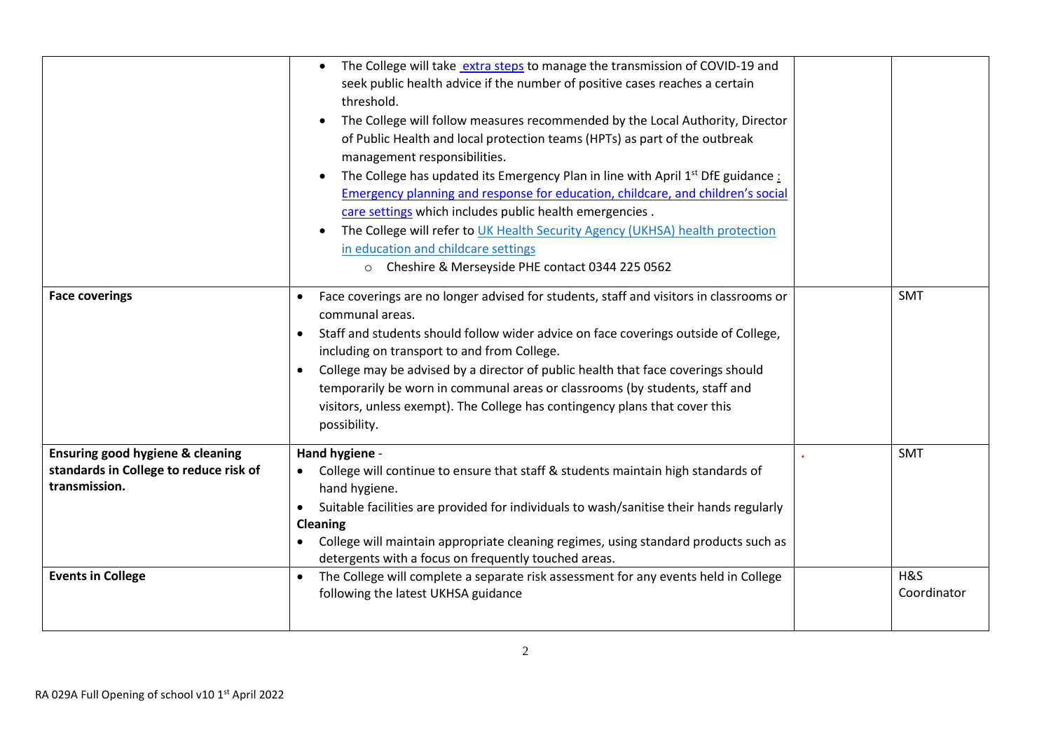| | | | |
|---|---|---|---|
| | • The College will take extra steps to manage the transmission of COVID-19 and seek public health advice if the number of positive cases reaches a certain threshold.<br>• The College will follow measures recommended by the Local Authority, Director of Public Health and local protection teams (HPTs) as part of the outbreak management responsibilities.<br>• The College has updated its Emergency Plan in line with April 1st DfE guidance : Emergency planning and response for education, childcare, and children's social care settings which includes public health emergencies .<br>• The College will refer to UK Health Security Agency (UKHSA) health protection in education and childcare settings<br>  ○ Cheshire & Merseyside PHE contact 0344 225 0562 | | |
| **Face coverings** | • Face coverings are no longer advised for students, staff and visitors in classrooms or communal areas.<br>• Staff and students should follow wider advice on face coverings outside of College, including on transport to and from College.<br>• College may be advised by a director of public health that face coverings should temporarily be worn in communal areas or classrooms (by students, staff and visitors, unless exempt). The College has contingency plans that cover this possibility. | | SMT |
| **Ensuring good hygiene & cleaning standards in College to reduce risk of transmission.** | **Hand hygiene** -<br>• College will continue to ensure that staff & students maintain high standards of hand hygiene.<br>• Suitable facilities are provided for individuals to wash/sanitise their hands regularly<br>**Cleaning**<br>• College will maintain appropriate cleaning regimes, using standard products such as detergents with a focus on frequently touched areas. | . | SMT |
| **Events in College** | • The College will complete a separate risk assessment for any events held in College following the latest UKHSA guidance | | H&S Coordinator |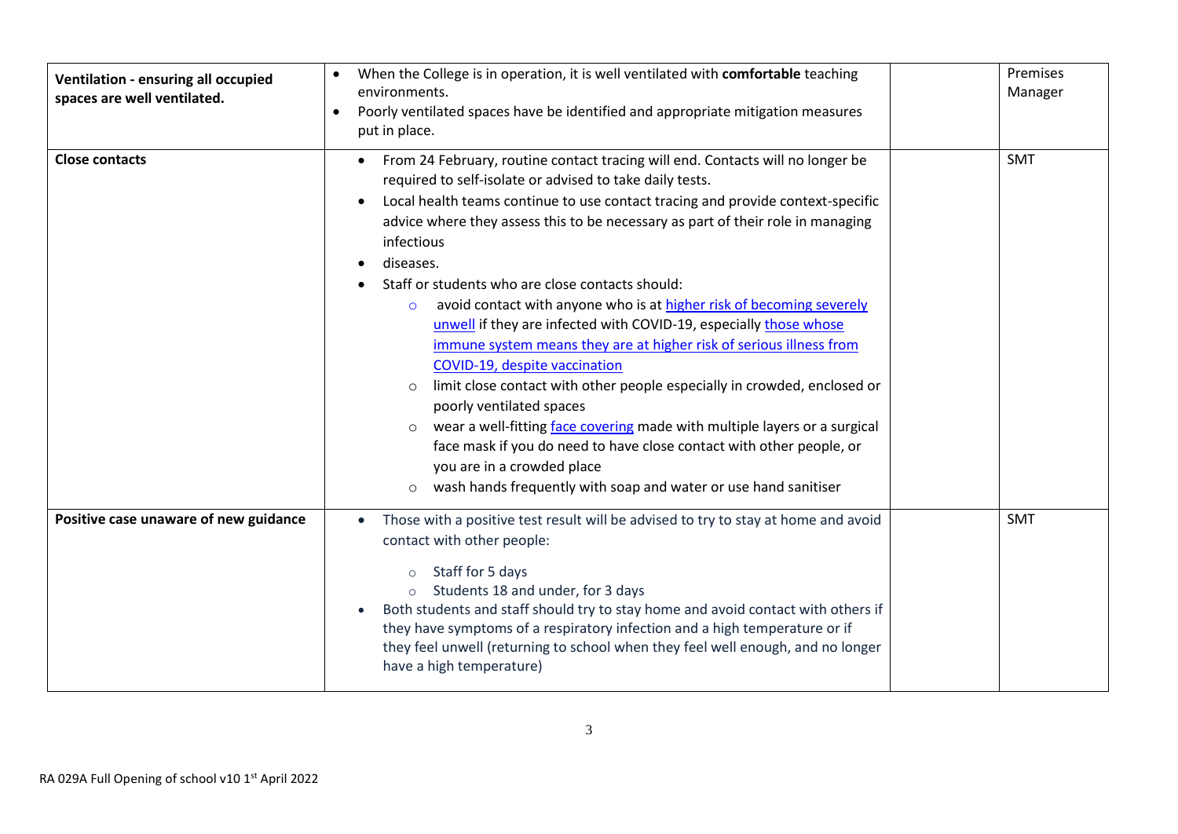| | | | |
|---|---|---|---|
| **Ventilation - ensuring all occupied spaces are well ventilated.** | • When the College is in operation, it is well ventilated with **comfortable** teaching environments.<br>• Poorly ventilated spaces have be identified and appropriate mitigation measures put in place. | | Premises Manager |
| **Close contacts** | • From 24 February, routine contact tracing will end. Contacts will no longer be required to self-isolate or advised to take daily tests.<br>• Local health teams continue to use contact tracing and provide context-specific advice where they assess this to be necessary as part of their role in managing infectious<br>• diseases.<br>• Staff or students who are close contacts should:<br>&nbsp;&nbsp;○ avoid contact with anyone who is at higher risk of becoming severely unwell if they are infected with COVID-19, especially those whose immune system means they are at higher risk of serious illness from COVID-19, despite vaccination<br>&nbsp;&nbsp;○ limit close contact with other people especially in crowded, enclosed or poorly ventilated spaces<br>&nbsp;&nbsp;○ wear a well-fitting face covering made with multiple layers or a surgical face mask if you do need to have close contact with other people, or you are in a crowded place<br>&nbsp;&nbsp;○ wash hands frequently with soap and water or use hand sanitiser | | SMT |
| **Positive case unaware of new guidance** | • Those with a positive test result will be advised to try to stay at home and avoid contact with other people:<br>&nbsp;&nbsp;○ Staff for 5 days<br>&nbsp;&nbsp;○ Students 18 and under, for 3 days<br>• Both students and staff should try to stay home and avoid contact with others if they have symptoms of a respiratory infection and a high temperature or if they feel unwell (returning to school when they feel well enough, and no longer have a high temperature) | | SMT |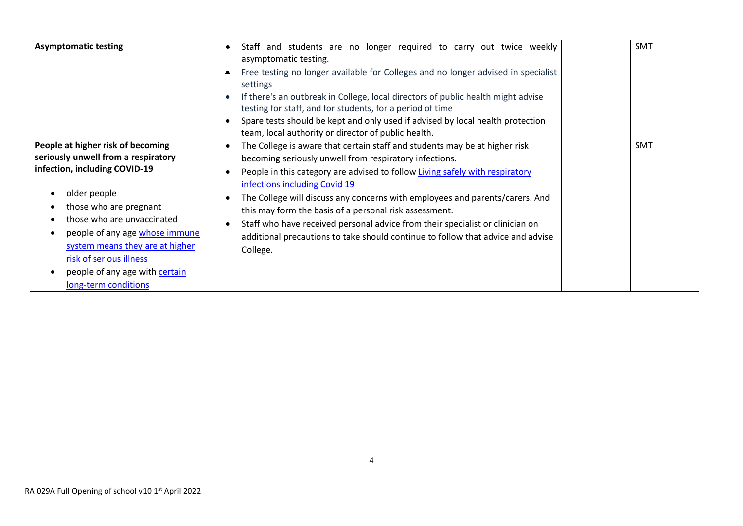| | | | |
|---|---|---|---|
| **Asymptomatic testing** | • Staff and students are no longer required to carry out twice weekly asymptomatic testing.<br>• Free testing no longer available for Colleges and no longer advised in specialist settings<br>• If there's an outbreak in College, local directors of public health might advise testing for staff, and for students, for a period of time<br>• Spare tests should be kept and only used if advised by local health protection team, local authority or director of public health. | | SMT |
| **People at higher risk of becoming seriously unwell from a respiratory infection, including COVID-19**<br><br>• older people<br>• those who are pregnant<br>• those who are unvaccinated<br>• people of any age whose immune system means they are at higher risk of serious illness<br>• people of any age with certain long-term conditions | • The College is aware that certain staff and students may be at higher risk becoming seriously unwell from respiratory infections.<br>• People in this category are advised to follow Living safely with respiratory infections including Covid 19<br>• The College will discuss any concerns with employees and parents/carers. And this may form the basis of a personal risk assessment.<br>• Staff who have received personal advice from their specialist or clinician on additional precautions to take should continue to follow that advice and advise College. | | SMT |

RA 029A Full Opening of school v10 1st April 2022